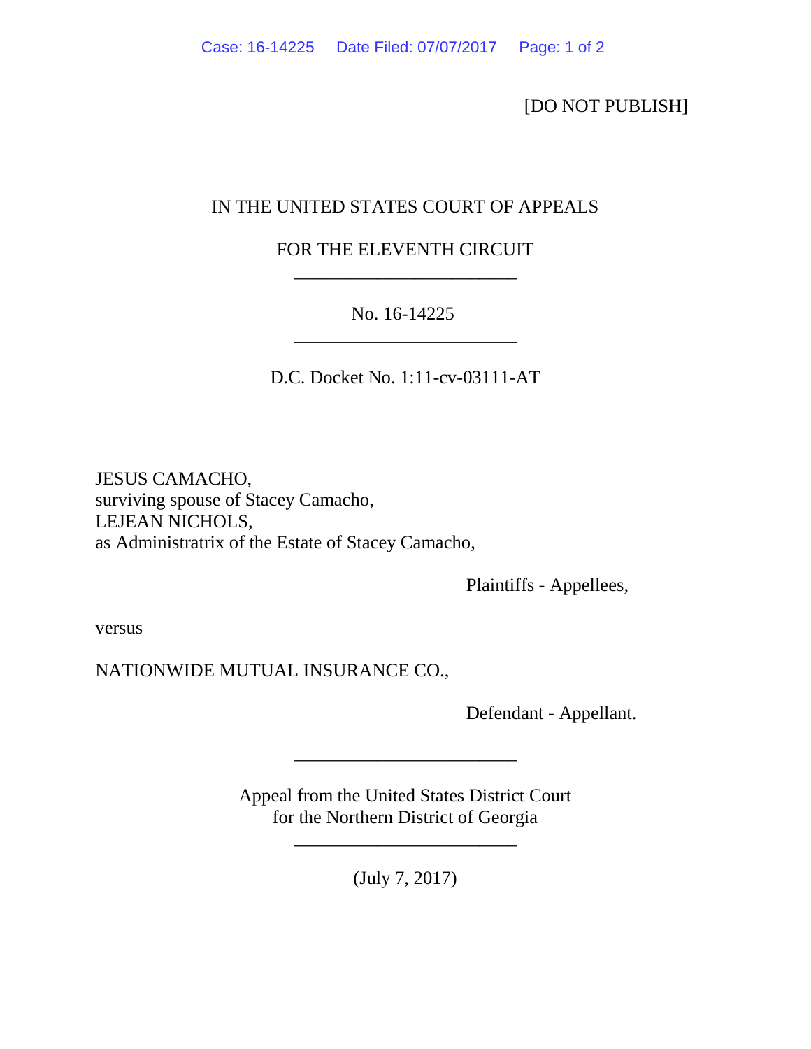[DO NOT PUBLISH]

IN THE UNITED STATES COURT OF APPEALS

FOR THE ELEVENTH CIRCUIT

---

No. 16-14225

---

D.C. Docket No. 1:11-cv-03111-AT

JESUS CAMACHO,
surviving spouse of Stacey Camacho,
LEJEAN NICHOLS,
as Administratrix of the Estate of Stacey Camacho,

Plaintiffs - Appellees,

versus

NATIONWIDE MUTUAL INSURANCE CO.,

Defendant - Appellant.

---

Appeal from the United States District Court
for the Northern District of Georgia

---

(July 7, 2017)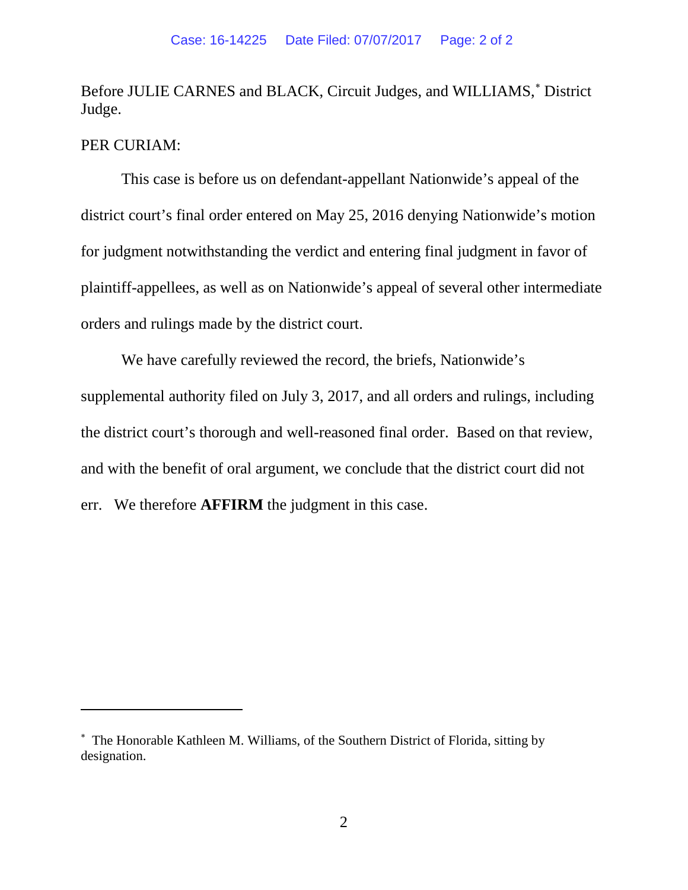Before JULIE CARNES and BLACK, Circuit Judges, and WILLIAMS,[*] District Judge.

PER CURIAM:

This case is before us on defendant-appellant Nationwide's appeal of the district court's final order entered on May 25, 2016 denying Nationwide's motion for judgment notwithstanding the verdict and entering final judgment in favor of plaintiff-appellees, as well as on Nationwide's appeal of several other intermediate orders and rulings made by the district court.

We have carefully reviewed the record, the briefs, Nationwide's supplemental authority filed on July 3, 2017, and all orders and rulings, including the district court's thorough and well-reasoned final order. Based on that review, and with the benefit of oral argument, we conclude that the district court did not err. We therefore **AFFIRM** the judgment in this case.

---

[*] The Honorable Kathleen M. Williams, of the Southern District of Florida, sitting by designation.